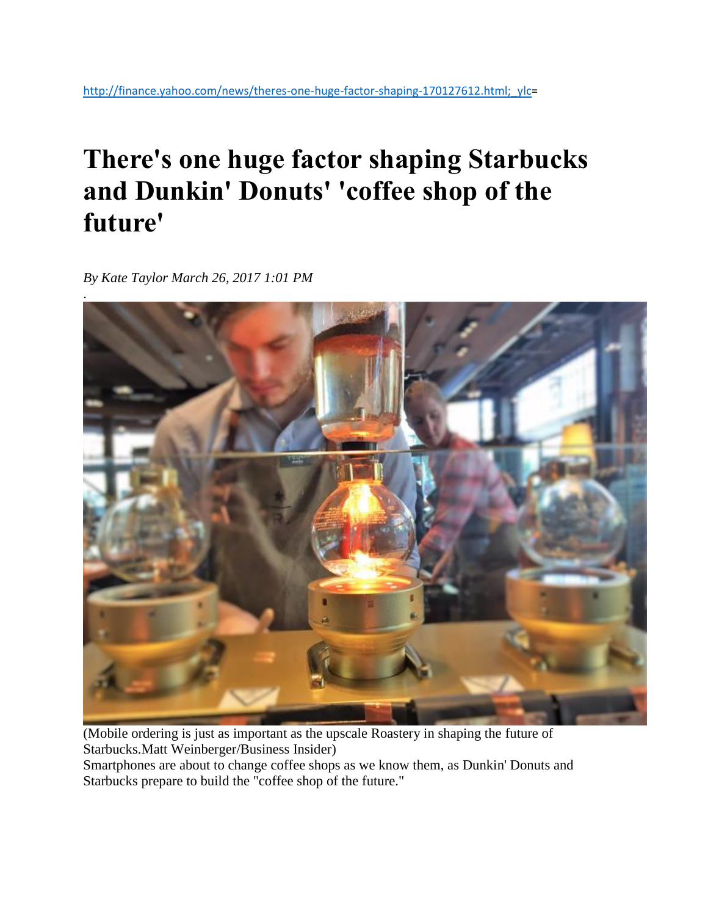http://finance.yahoo.com/news/theres-one-huge-factor-shaping-170127612.html;_ylc=

# There's one huge factor shaping Starbucks and Dunkin' Donuts' 'coffee shop of the future'

*By Kate Taylor March 26, 2017 1:01 PM*

(Mobile ordering is just as important as the upscale Roastery in shaping the future of Starbucks.Matt Weinberger/Business Insider)

Smartphones are about to change coffee shops as we know them, as Dunkin' Donuts and Starbucks prepare to build the "coffee shop of the future."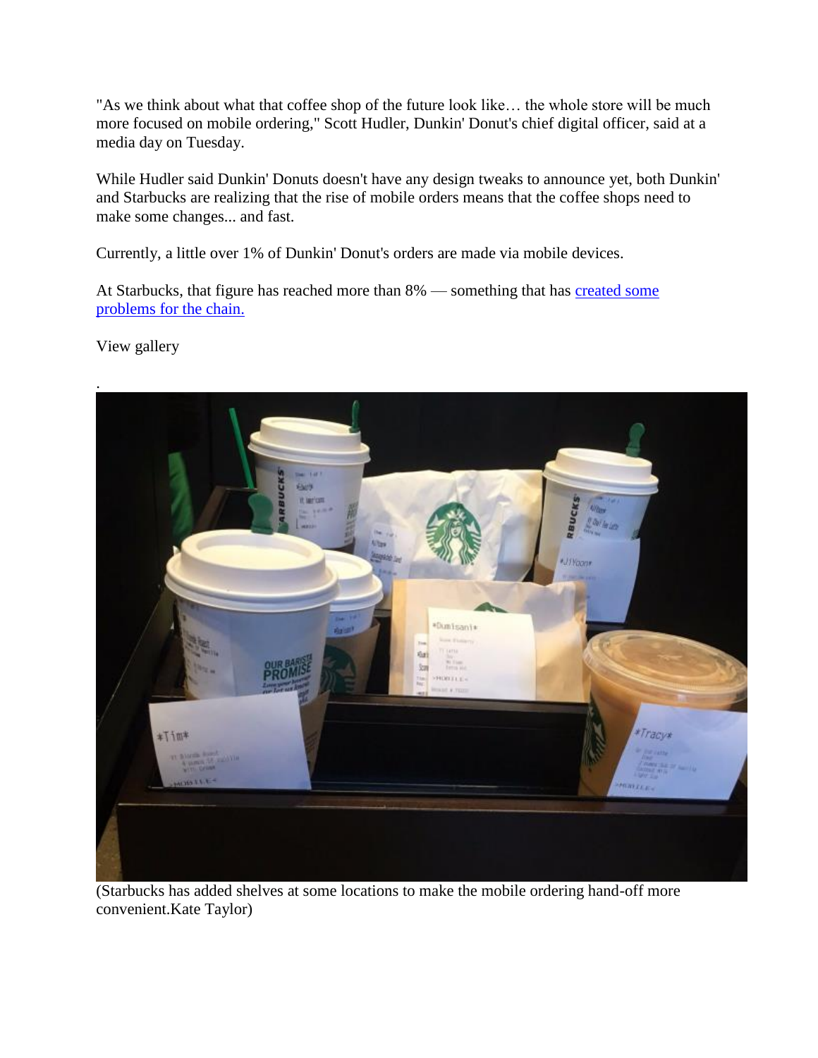"As we think about what that coffee shop of the future look like… the whole store will be much more focused on mobile ordering," Scott Hudler, Dunkin' Donut's chief digital officer, said at a media day on Tuesday.

While Hudler said Dunkin' Donuts doesn't have any design tweaks to announce yet, both Dunkin' and Starbucks are realizing that the rise of mobile orders means that the coffee shops need to make some changes... and fast.

Currently, a little over 1% of Dunkin' Donut's orders are made via mobile devices.

At Starbucks, that figure has reached more than 8% — something that has [created some problems for the chain.]()

View gallery

.

(Starbucks has added shelves at some locations to make the mobile ordering hand-off more convenient.Kate Taylor)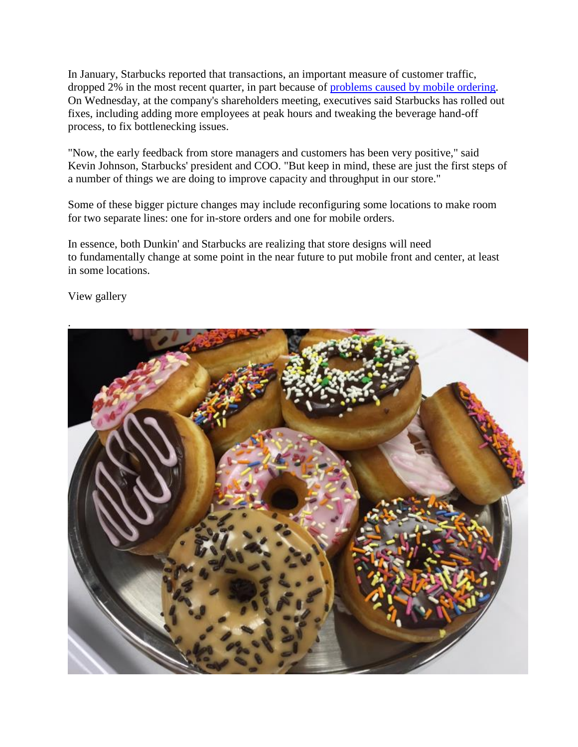In January, Starbucks reported that transactions, an important measure of customer traffic, dropped 2% in the most recent quarter, in part because of [problems caused by mobile ordering](). On Wednesday, at the company's shareholders meeting, executives said Starbucks has rolled out fixes, including adding more employees at peak hours and tweaking the beverage hand-off process, to fix bottlenecking issues.

"Now, the early feedback from store managers and customers has been very positive," said Kevin Johnson, Starbucks' president and COO. "But keep in mind, these are just the first steps of a number of things we are doing to improve capacity and throughput in our store."

Some of these bigger picture changes may include reconfiguring some locations to make room for two separate lines: one for in-store orders and one for mobile orders.

In essence, both Dunkin' and Starbucks are realizing that store designs will need to fundamentally change at some point in the near future to put mobile front and center, at least in some locations.

View gallery

.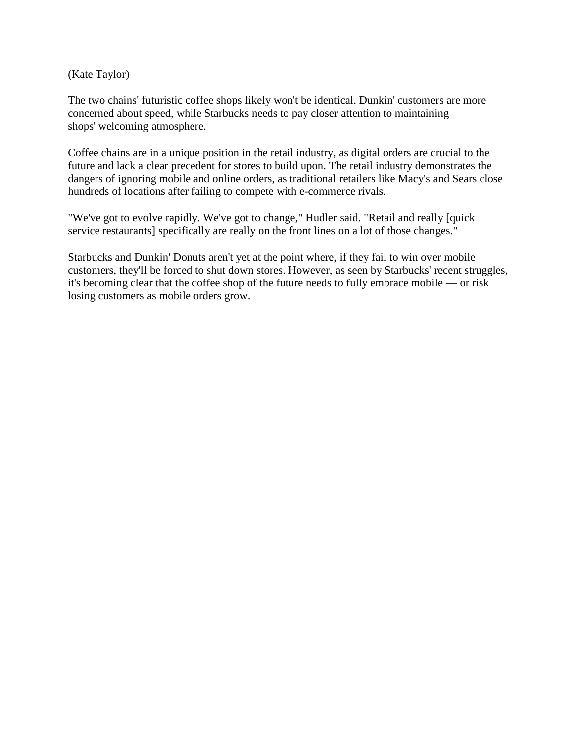(Kate Taylor)

The two chains' futuristic coffee shops likely won't be identical. Dunkin' customers are more concerned about speed, while Starbucks needs to pay closer attention to maintaining shops' welcoming atmosphere.

Coffee chains are in a unique position in the retail industry, as digital orders are crucial to the future and lack a clear precedent for stores to build upon. The retail industry demonstrates the dangers of ignoring mobile and online orders, as traditional retailers like Macy's and Sears close hundreds of locations after failing to compete with e-commerce rivals.

"We've got to evolve rapidly. We've got to change," Hudler said. "Retail and really [quick service restaurants] specifically are really on the front lines on a lot of those changes."

Starbucks and Dunkin' Donuts aren't yet at the point where, if they fail to win over mobile customers, they'll be forced to shut down stores. However, as seen by Starbucks' recent struggles, it's becoming clear that the coffee shop of the future needs to fully embrace mobile — or risk losing customers as mobile orders grow.